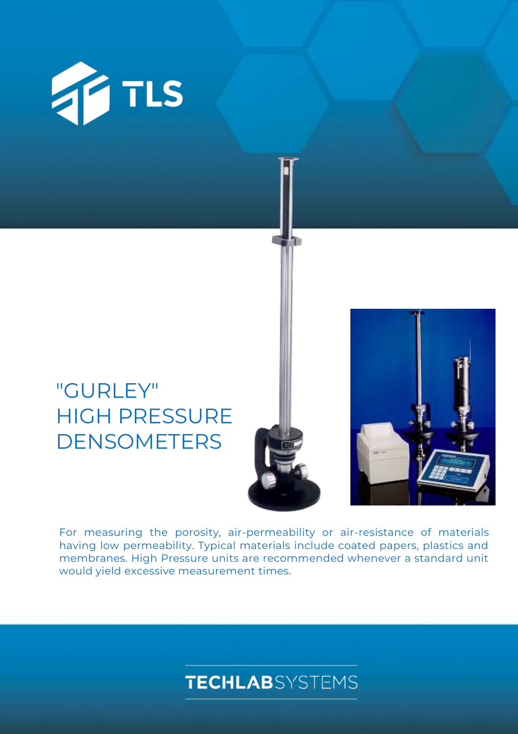TLS

# "GURLEY" HIGH PRESSURE DENSOMETERS

For measuring the porosity, air-permeability or air-resistance of materials having low permeability. Typical materials include coated papers, plastics and membranes. High Pressure units are recommended whenever a standard unit would yield excessive measurement times.

TECHLABSYSTEMS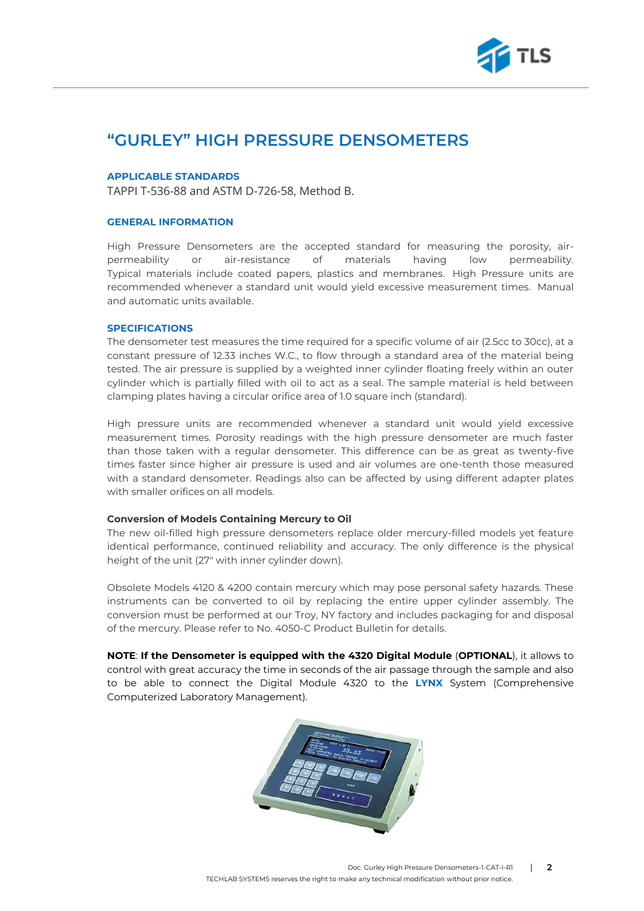# "GURLEY" HIGH PRESSURE DENSOMETERS

## APPLICABLE STANDARDS

TAPPI T-536-88 and ASTM D-726-58, Method B.

## GENERAL INFORMATION

High Pressure Densometers are the accepted standard for measuring the porosity, air-permeability or air-resistance of materials having low permeability. Typical materials include coated papers, plastics and membranes. High Pressure units are recommended whenever a standard unit would yield excessive measurement times. Manual and automatic units available.

## SPECIFICATIONS

The densometer test measures the time required for a specific volume of air (2.5cc to 30cc), at a constant pressure of 12.33 inches W.C., to flow through a standard area of the material being tested. The air pressure is supplied by a weighted inner cylinder floating freely within an outer cylinder which is partially filled with oil to act as a seal. The sample material is held between clamping plates having a circular orifice area of 1.0 square inch (standard).

High pressure units are recommended whenever a standard unit would yield excessive measurement times. Porosity readings with the high pressure densometer are much faster than those taken with a regular densometer. This difference can be as great as twenty-five times faster since higher air pressure is used and air volumes are one-tenth those measured with a standard densometer. Readings also can be affected by using different adapter plates with smaller orifices on all models.

### Conversion of Models Containing Mercury to Oil

The new oil-filled high pressure densometers replace older mercury-filled models yet feature identical performance, continued reliability and accuracy. The only difference is the physical height of the unit (27" with inner cylinder down).

Obsolete Models 4120 & 4200 contain mercury which may pose personal safety hazards. These instruments can be converted to oil by replacing the entire upper cylinder assembly. The conversion must be performed at our Troy, NY factory and includes packaging for and disposal of the mercury. Please refer to No. 4050-C Product Bulletin for details.

**NOTE**: **If the Densometer is equipped with the 4320 Digital Module** (**OPTIONAL**), it allows to control with great accuracy the time in seconds of the air passage through the sample and also to be able to connect the Digital Module 4320 to the **LYNX** System (Comprehensive Computerized Laboratory Management).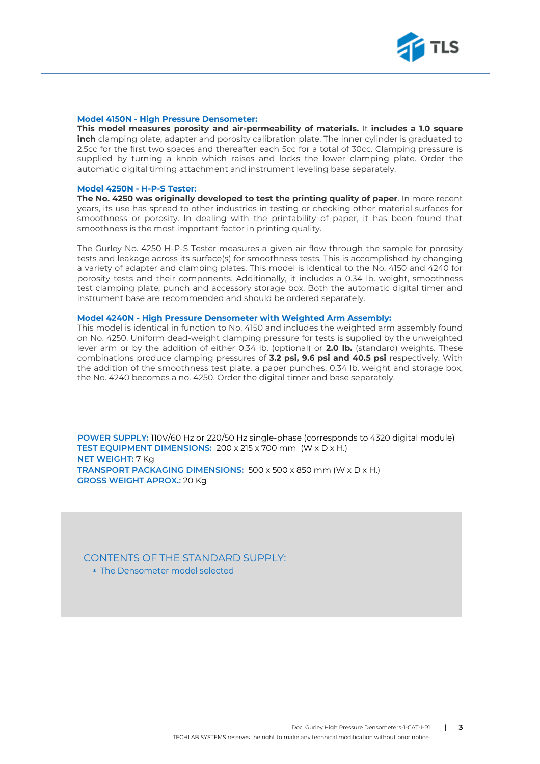### Model 4150N - High Pressure Densometer:

**This model measures porosity and air-permeability of materials.** It **includes a 1.0 square inch** clamping plate, adapter and porosity calibration plate. The inner cylinder is graduated to 2.5cc for the first two spaces and thereafter each 5cc for a total of 30cc. Clamping pressure is supplied by turning a knob which raises and locks the lower clamping plate. Order the automatic digital timing attachment and instrument leveling base separately.

### Model 4250N - H-P-S Tester:

**The No. 4250 was originally developed to test the printing quality of paper**. In more recent years, its use has spread to other industries in testing or checking other material surfaces for smoothness or porosity. In dealing with the printability of paper, it has been found that smoothness is the most important factor in printing quality.

The Gurley No. 4250 H-P-S Tester measures a given air flow through the sample for porosity tests and leakage across its surface(s) for smoothness tests. This is accomplished by changing a variety of adapter and clamping plates. This model is identical to the No. 4150 and 4240 for porosity tests and their components. Additionally, it includes a 0.34 lb. weight, smoothness test clamping plate, punch and accessory storage box. Both the automatic digital timer and instrument base are recommended and should be ordered separately.

### Model 4240N - High Pressure Densometer with Weighted Arm Assembly:

This model is identical in function to No. 4150 and includes the weighted arm assembly found on No. 4250. Uniform dead-weight clamping pressure for tests is supplied by the unweighted lever arm or by the addition of either 0.34 lb. (optional) or **2.0 lb.** (standard) weights. These combinations produce clamping pressures of **3.2 psi, 9.6 psi and 40.5 psi** respectively. With the addition of the smoothness test plate, a paper punches. 0.34 lb. weight and storage box, the No. 4240 becomes a no. 4250. Order the digital timer and base separately.

**POWER SUPPLY:** 110V/60 Hz or 220/50 Hz single-phase (corresponds to 4320 digital module)
**TEST EQUIPMENT DIMENSIONS:** 200 x 215 x 700 mm (W x D x H.)
**NET WEIGHT:** 7 Kg
**TRANSPORT PACKAGING DIMENSIONS:** 500 x 500 x 850 mm (W x D x H.)
**GROSS WEIGHT APROX.:** 20 Kg

## CONTENTS OF THE STANDARD SUPPLY:

- The Densometer model selected

Doc. Gurley High Pressure Densometers-1-CAT-I-R1

TECHLAB SYSTEMS reserves the right to make any technical modification without prior notice.